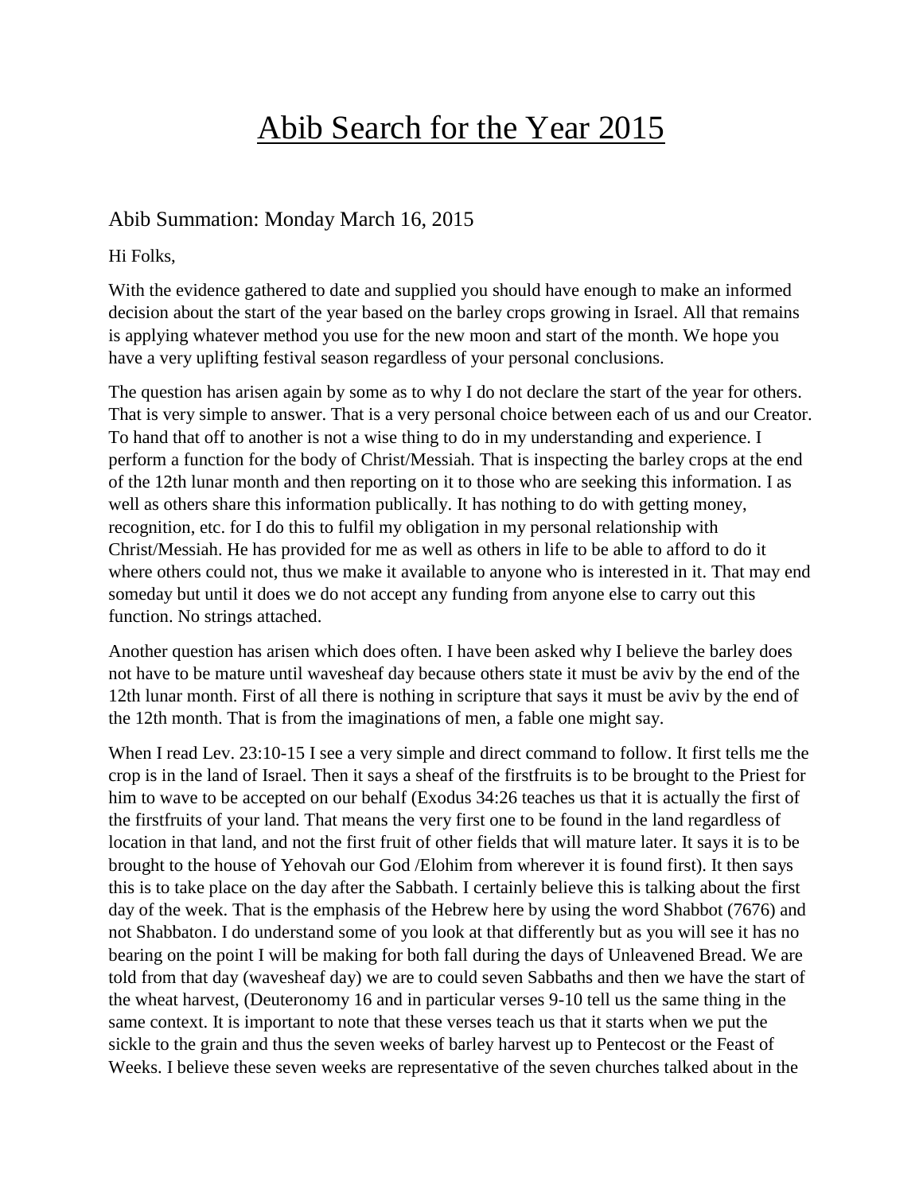# Abib Search for the Year 2015

## Abib Summation: Monday March 16, 2015

Hi Folks,

With the evidence gathered to date and supplied you should have enough to make an informed decision about the start of the year based on the barley crops growing in Israel. All that remains is applying whatever method you use for the new moon and start of the month. We hope you have a very uplifting festival season regardless of your personal conclusions.

The question has arisen again by some as to why I do not declare the start of the year for others. That is very simple to answer. That is a very personal choice between each of us and our Creator. To hand that off to another is not a wise thing to do in my understanding and experience. I perform a function for the body of Christ/Messiah. That is inspecting the barley crops at the end of the 12th lunar month and then reporting on it to those who are seeking this information. I as well as others share this information publically. It has nothing to do with getting money, recognition, etc. for I do this to fulfil my obligation in my personal relationship with Christ/Messiah. He has provided for me as well as others in life to be able to afford to do it where others could not, thus we make it available to anyone who is interested in it. That may end someday but until it does we do not accept any funding from anyone else to carry out this function. No strings attached.

Another question has arisen which does often. I have been asked why I believe the barley does not have to be mature until wavesheaf day because others state it must be aviv by the end of the 12th lunar month. First of all there is nothing in scripture that says it must be aviv by the end of the 12th month. That is from the imaginations of men, a fable one might say.

When I read Lev. 23:10-15 I see a very simple and direct command to follow. It first tells me the crop is in the land of Israel. Then it says a sheaf of the firstfruits is to be brought to the Priest for him to wave to be accepted on our behalf (Exodus 34:26 teaches us that it is actually the first of the firstfruits of your land. That means the very first one to be found in the land regardless of location in that land, and not the first fruit of other fields that will mature later. It says it is to be brought to the house of Yehovah our God /Elohim from wherever it is found first). It then says this is to take place on the day after the Sabbath. I certainly believe this is talking about the first day of the week. That is the emphasis of the Hebrew here by using the word Shabbot (7676) and not Shabbaton. I do understand some of you look at that differently but as you will see it has no bearing on the point I will be making for both fall during the days of Unleavened Bread. We are told from that day (wavesheaf day) we are to could seven Sabbaths and then we have the start of the wheat harvest, (Deuteronomy 16 and in particular verses 9-10 tell us the same thing in the same context. It is important to note that these verses teach us that it starts when we put the sickle to the grain and thus the seven weeks of barley harvest up to Pentecost or the Feast of Weeks. I believe these seven weeks are representative of the seven churches talked about in the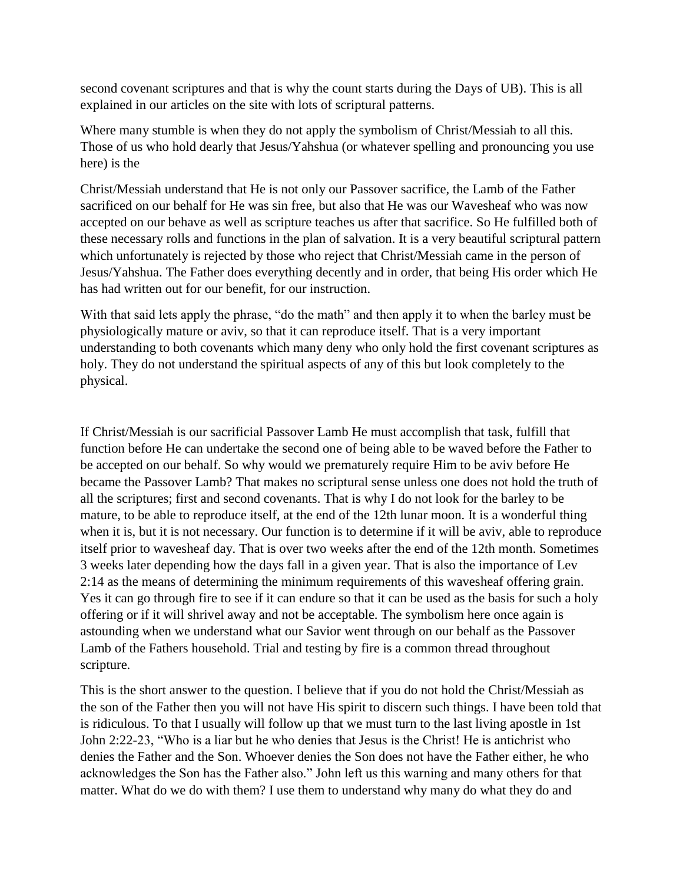second covenant scriptures and that is why the count starts during the Days of UB). This is all explained in our articles on the site with lots of scriptural patterns.

Where many stumble is when they do not apply the symbolism of Christ/Messiah to all this. Those of us who hold dearly that Jesus/Yahshua (or whatever spelling and pronouncing you use here) is the

Christ/Messiah understand that He is not only our Passover sacrifice, the Lamb of the Father sacrificed on our behalf for He was sin free, but also that He was our Wavesheaf who was now accepted on our behave as well as scripture teaches us after that sacrifice. So He fulfilled both of these necessary rolls and functions in the plan of salvation. It is a very beautiful scriptural pattern which unfortunately is rejected by those who reject that Christ/Messiah came in the person of Jesus/Yahshua. The Father does everything decently and in order, that being His order which He has had written out for our benefit, for our instruction.

With that said lets apply the phrase, "do the math" and then apply it to when the barley must be physiologically mature or aviv, so that it can reproduce itself. That is a very important understanding to both covenants which many deny who only hold the first covenant scriptures as holy. They do not understand the spiritual aspects of any of this but look completely to the physical.

If Christ/Messiah is our sacrificial Passover Lamb He must accomplish that task, fulfill that function before He can undertake the second one of being able to be waved before the Father to be accepted on our behalf. So why would we prematurely require Him to be aviv before He became the Passover Lamb? That makes no scriptural sense unless one does not hold the truth of all the scriptures; first and second covenants. That is why I do not look for the barley to be mature, to be able to reproduce itself, at the end of the 12th lunar moon. It is a wonderful thing when it is, but it is not necessary. Our function is to determine if it will be aviv, able to reproduce itself prior to wavesheaf day. That is over two weeks after the end of the 12th month. Sometimes 3 weeks later depending how the days fall in a given year. That is also the importance of Lev 2:14 as the means of determining the minimum requirements of this wavesheaf offering grain. Yes it can go through fire to see if it can endure so that it can be used as the basis for such a holy offering or if it will shrivel away and not be acceptable. The symbolism here once again is astounding when we understand what our Savior went through on our behalf as the Passover Lamb of the Fathers household. Trial and testing by fire is a common thread throughout scripture.

This is the short answer to the question. I believe that if you do not hold the Christ/Messiah as the son of the Father then you will not have His spirit to discern such things. I have been told that is ridiculous. To that I usually will follow up that we must turn to the last living apostle in 1st John 2:22-23, "Who is a liar but he who denies that Jesus is the Christ! He is antichrist who denies the Father and the Son. Whoever denies the Son does not have the Father either, he who acknowledges the Son has the Father also." John left us this warning and many others for that matter. What do we do with them? I use them to understand why many do what they do and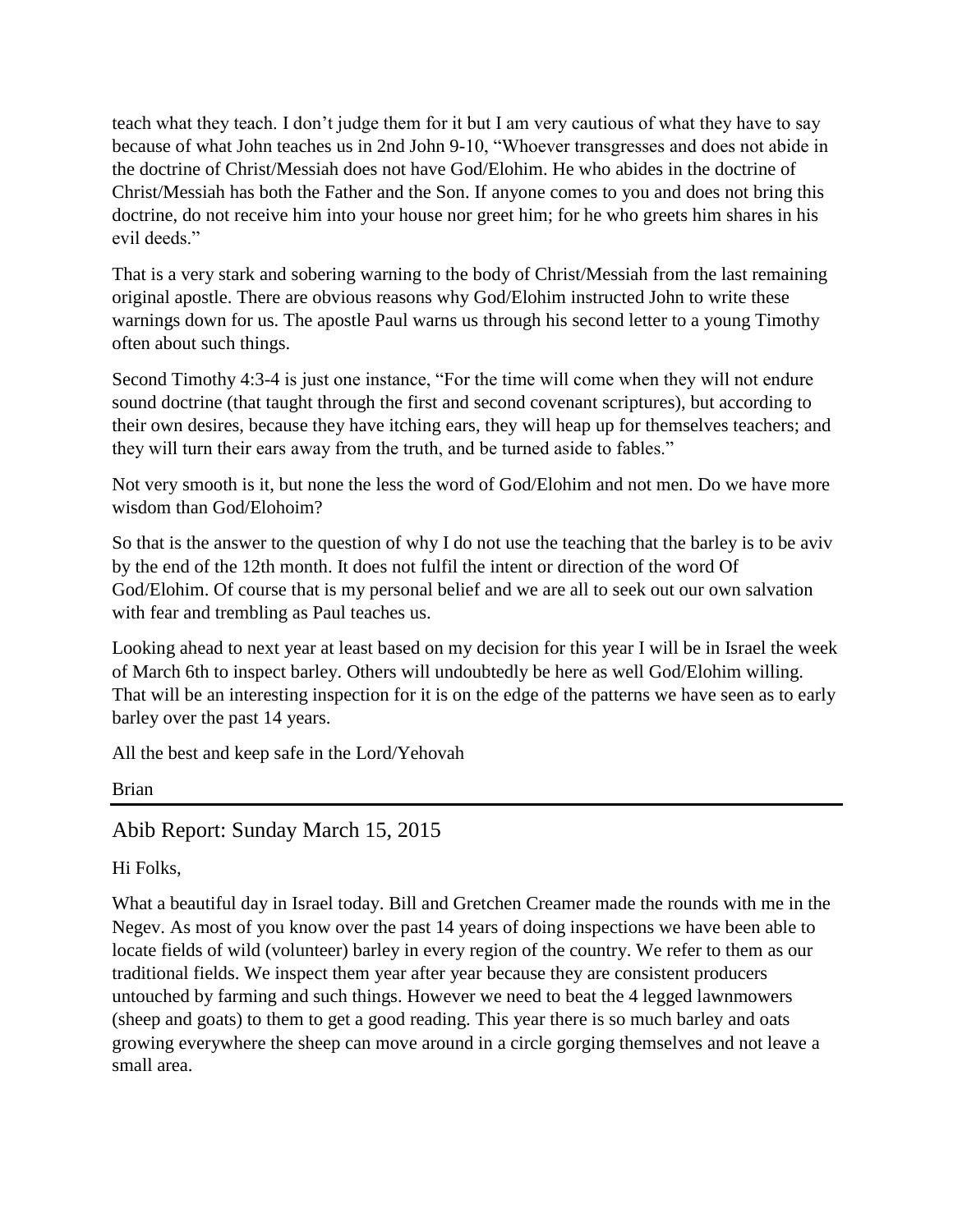teach what they teach. I don't judge them for it but I am very cautious of what they have to say because of what John teaches us in 2nd John 9-10, "Whoever transgresses and does not abide in the doctrine of Christ/Messiah does not have God/Elohim. He who abides in the doctrine of Christ/Messiah has both the Father and the Son. If anyone comes to you and does not bring this doctrine, do not receive him into your house nor greet him; for he who greets him shares in his evil deeds."

That is a very stark and sobering warning to the body of Christ/Messiah from the last remaining original apostle. There are obvious reasons why God/Elohim instructed John to write these warnings down for us. The apostle Paul warns us through his second letter to a young Timothy often about such things.

Second Timothy 4:3-4 is just one instance, "For the time will come when they will not endure sound doctrine (that taught through the first and second covenant scriptures), but according to their own desires, because they have itching ears, they will heap up for themselves teachers; and they will turn their ears away from the truth, and be turned aside to fables."

Not very smooth is it, but none the less the word of God/Elohim and not men. Do we have more wisdom than God/Elohoim?

So that is the answer to the question of why I do not use the teaching that the barley is to be aviv by the end of the 12th month. It does not fulfil the intent or direction of the word Of God/Elohim. Of course that is my personal belief and we are all to seek out our own salvation with fear and trembling as Paul teaches us.

Looking ahead to next year at least based on my decision for this year I will be in Israel the week of March 6th to inspect barley. Others will undoubtedly be here as well God/Elohim willing. That will be an interesting inspection for it is on the edge of the patterns we have seen as to early barley over the past 14 years.

All the best and keep safe in the Lord/Yehovah

Brian

---

## Abib Report: Sunday March 15, 2015

Hi Folks,

What a beautiful day in Israel today. Bill and Gretchen Creamer made the rounds with me in the Negev. As most of you know over the past 14 years of doing inspections we have been able to locate fields of wild (volunteer) barley in every region of the country. We refer to them as our traditional fields. We inspect them year after year because they are consistent producers untouched by farming and such things. However we need to beat the 4 legged lawnmowers (sheep and goats) to them to get a good reading. This year there is so much barley and oats growing everywhere the sheep can move around in a circle gorging themselves and not leave a small area.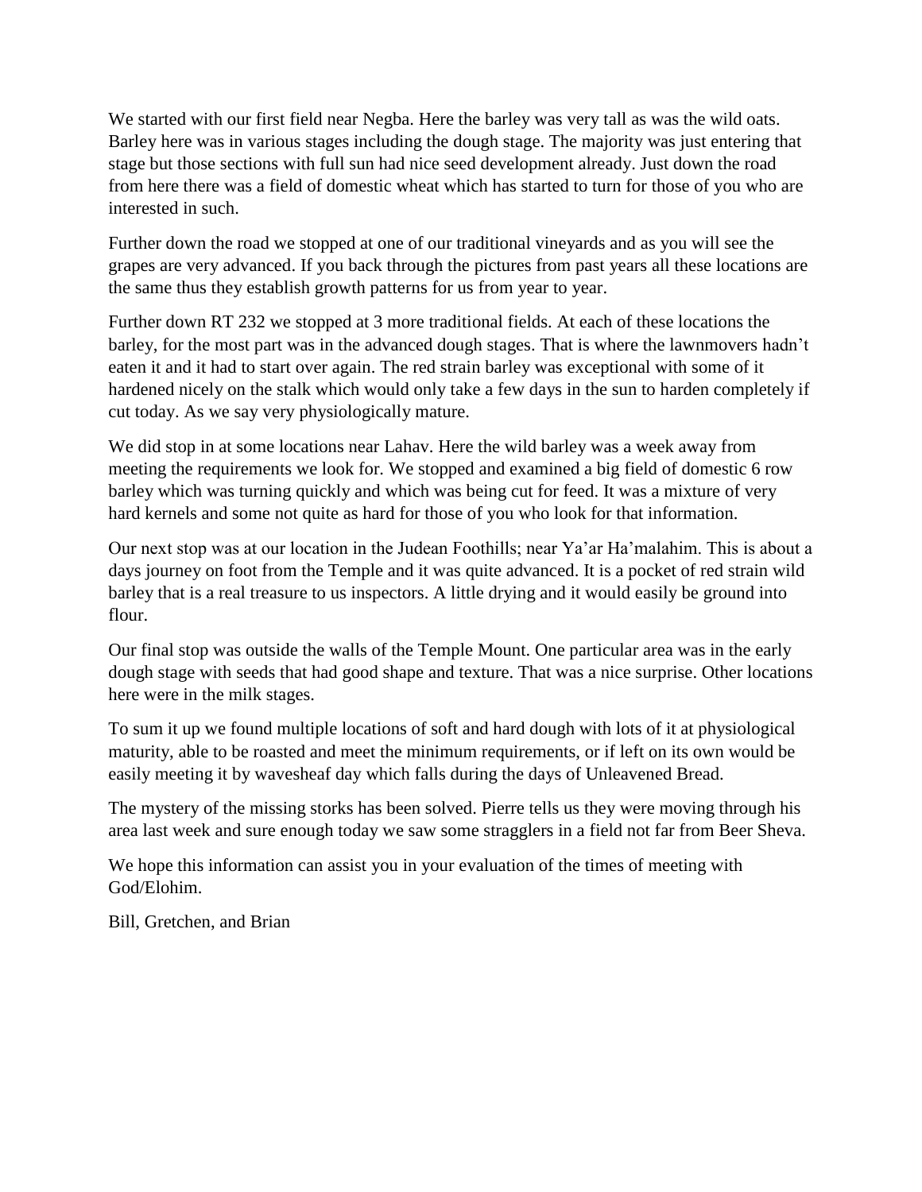We started with our first field near Negba. Here the barley was very tall as was the wild oats. Barley here was in various stages including the dough stage. The majority was just entering that stage but those sections with full sun had nice seed development already. Just down the road from here there was a field of domestic wheat which has started to turn for those of you who are interested in such.

Further down the road we stopped at one of our traditional vineyards and as you will see the grapes are very advanced. If you back through the pictures from past years all these locations are the same thus they establish growth patterns for us from year to year.

Further down RT 232 we stopped at 3 more traditional fields. At each of these locations the barley, for the most part was in the advanced dough stages. That is where the lawnmovers hadn't eaten it and it had to start over again. The red strain barley was exceptional with some of it hardened nicely on the stalk which would only take a few days in the sun to harden completely if cut today. As we say very physiologically mature.

We did stop in at some locations near Lahav. Here the wild barley was a week away from meeting the requirements we look for. We stopped and examined a big field of domestic 6 row barley which was turning quickly and which was being cut for feed. It was a mixture of very hard kernels and some not quite as hard for those of you who look for that information.

Our next stop was at our location in the Judean Foothills; near Ya'ar Ha'malahim. This is about a days journey on foot from the Temple and it was quite advanced. It is a pocket of red strain wild barley that is a real treasure to us inspectors. A little drying and it would easily be ground into flour.

Our final stop was outside the walls of the Temple Mount. One particular area was in the early dough stage with seeds that had good shape and texture. That was a nice surprise. Other locations here were in the milk stages.

To sum it up we found multiple locations of soft and hard dough with lots of it at physiological maturity, able to be roasted and meet the minimum requirements, or if left on its own would be easily meeting it by wavesheaf day which falls during the days of Unleavened Bread.

The mystery of the missing storks has been solved. Pierre tells us they were moving through his area last week and sure enough today we saw some stragglers in a field not far from Beer Sheva.

We hope this information can assist you in your evaluation of the times of meeting with God/Elohim.

Bill, Gretchen, and Brian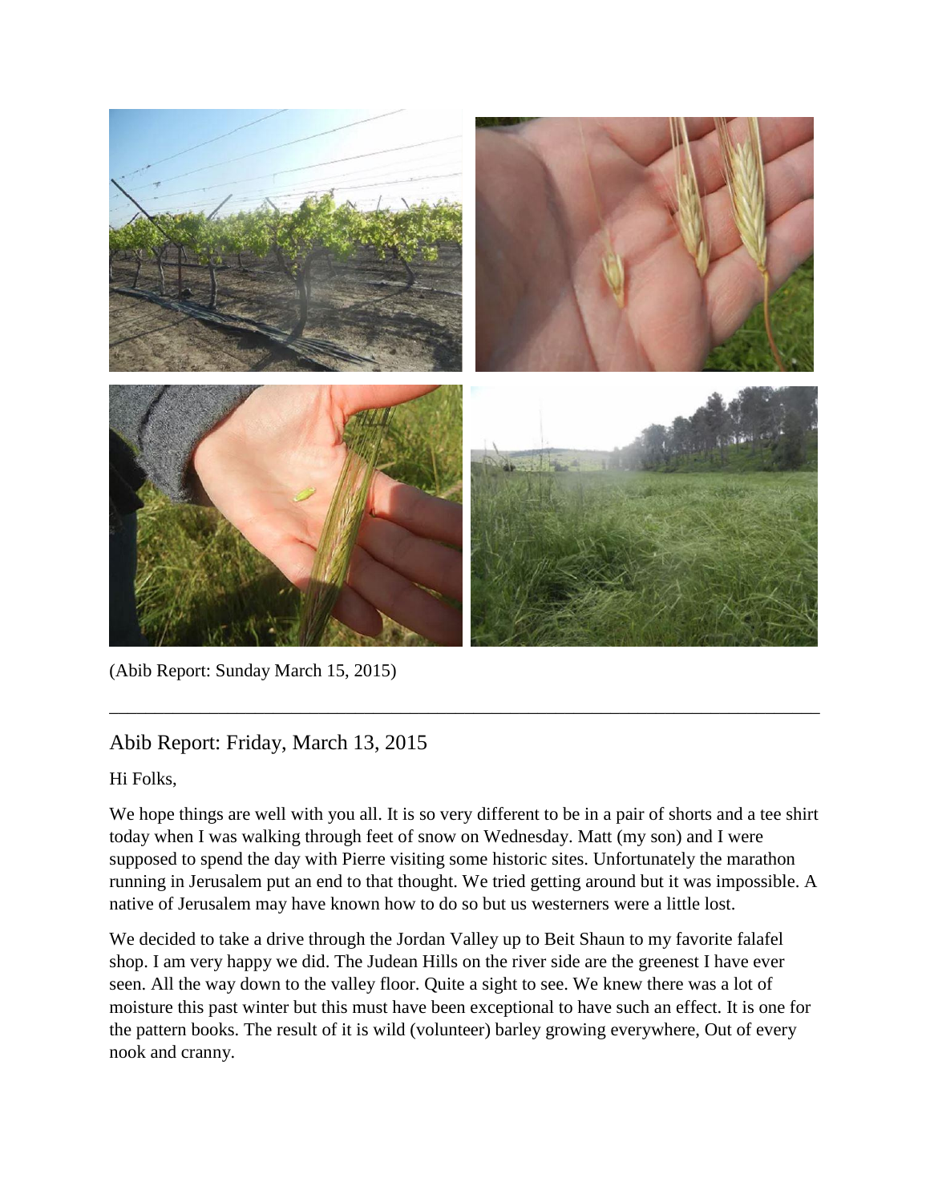(Abib Report: Sunday March 15, 2015)

---

## Abib Report: Friday, March 13, 2015

Hi Folks,

We hope things are well with you all. It is so very different to be in a pair of shorts and a tee shirt today when I was walking through feet of snow on Wednesday. Matt (my son) and I were supposed to spend the day with Pierre visiting some historic sites. Unfortunately the marathon running in Jerusalem put an end to that thought. We tried getting around but it was impossible. A native of Jerusalem may have known how to do so but us westerners were a little lost.

We decided to take a drive through the Jordan Valley up to Beit Shaun to my favorite falafel shop. I am very happy we did. The Judean Hills on the river side are the greenest I have ever seen. All the way down to the valley floor. Quite a sight to see. We knew there was a lot of moisture this past winter but this must have been exceptional to have such an effect. It is one for the pattern books. The result of it is wild (volunteer) barley growing everywhere, Out of every nook and cranny.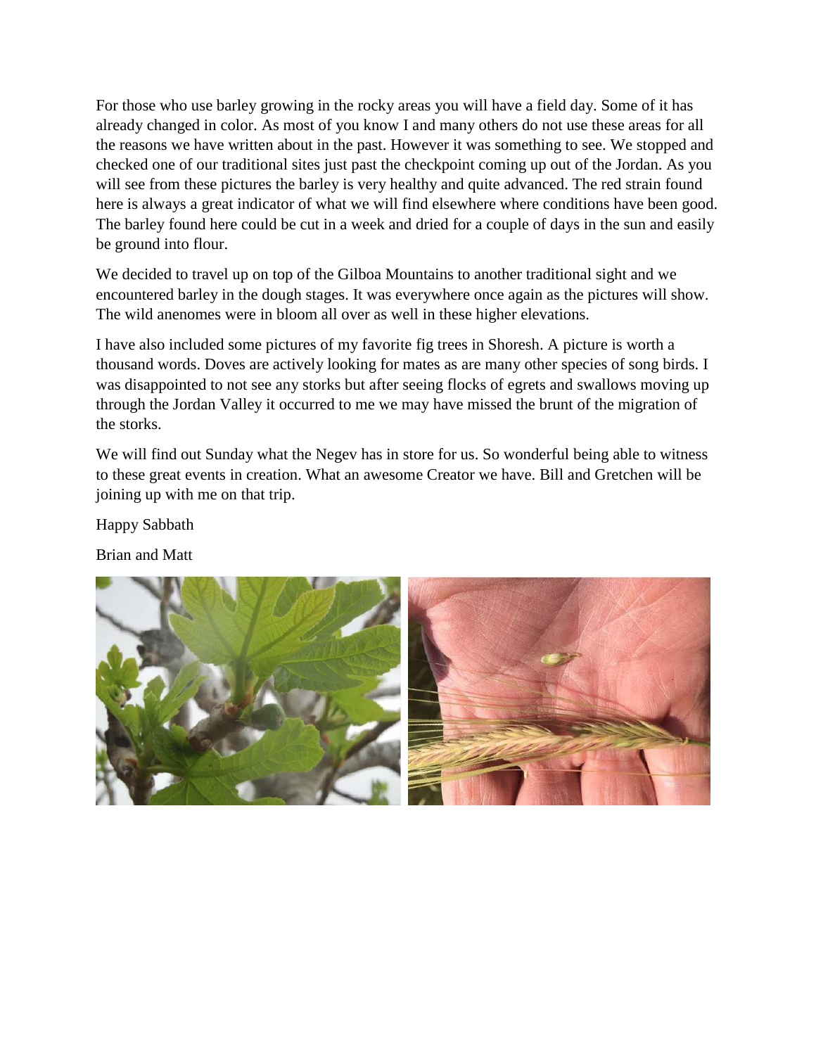For those who use barley growing in the rocky areas you will have a field day. Some of it has already changed in color. As most of you know I and many others do not use these areas for all the reasons we have written about in the past. However it was something to see. We stopped and checked one of our traditional sites just past the checkpoint coming up out of the Jordan. As you will see from these pictures the barley is very healthy and quite advanced. The red strain found here is always a great indicator of what we will find elsewhere where conditions have been good. The barley found here could be cut in a week and dried for a couple of days in the sun and easily be ground into flour.

We decided to travel up on top of the Gilboa Mountains to another traditional sight and we encountered barley in the dough stages. It was everywhere once again as the pictures will show. The wild anenomes were in bloom all over as well in these higher elevations.

I have also included some pictures of my favorite fig trees in Shoresh. A picture is worth a thousand words. Doves are actively looking for mates as are many other species of song birds. I was disappointed to not see any storks but after seeing flocks of egrets and swallows moving up through the Jordan Valley it occurred to me we may have missed the brunt of the migration of the storks.

We will find out Sunday what the Negev has in store for us. So wonderful being able to witness to these great events in creation. What an awesome Creator we have. Bill and Gretchen will be joining up with me on that trip.

Happy Sabbath

Brian and Matt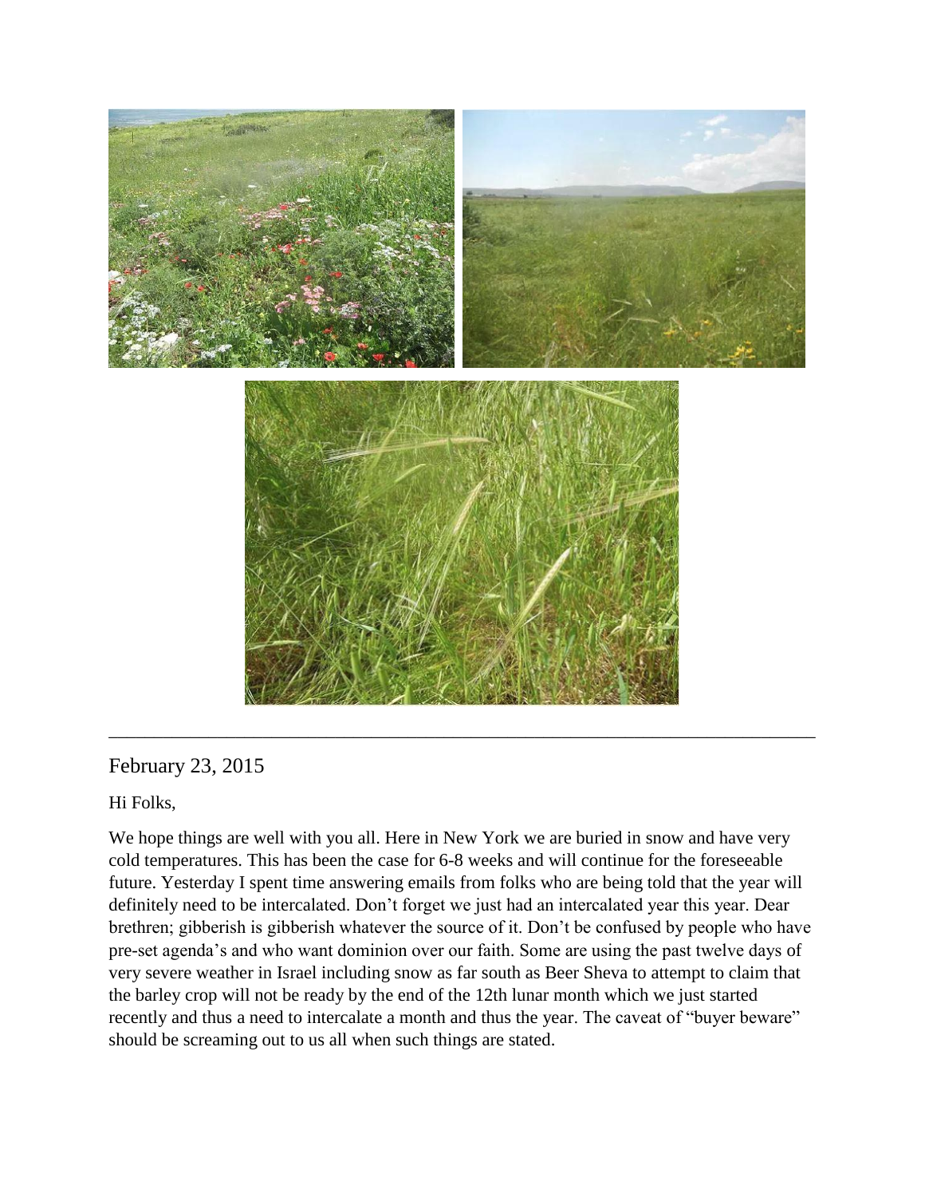February 23, 2015

Hi Folks,

We hope things are well with you all. Here in New York we are buried in snow and have very cold temperatures. This has been the case for 6-8 weeks and will continue for the foreseeable future. Yesterday I spent time answering emails from folks who are being told that the year will definitely need to be intercalated. Don't forget we just had an intercalated year this year. Dear brethren; gibberish is gibberish whatever the source of it. Don't be confused by people who have pre-set agenda's and who want dominion over our faith. Some are using the past twelve days of very severe weather in Israel including snow as far south as Beer Sheva to attempt to claim that the barley crop will not be ready by the end of the 12th lunar month which we just started recently and thus a need to intercalate a month and thus the year. The caveat of "buyer beware" should be screaming out to us all when such things are stated.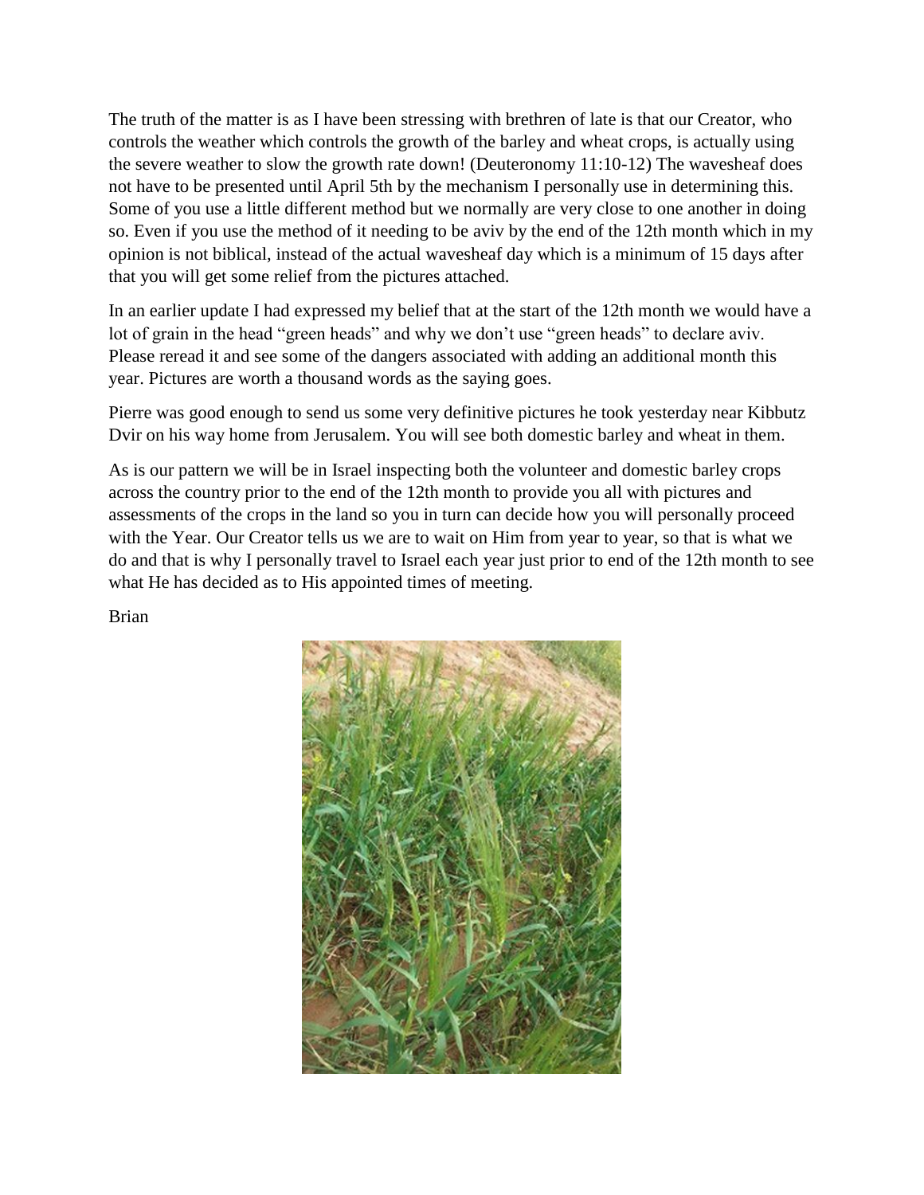The truth of the matter is as I have been stressing with brethren of late is that our Creator, who controls the weather which controls the growth of the barley and wheat crops, is actually using the severe weather to slow the growth rate down! (Deuteronomy 11:10-12) The wavesheaf does not have to be presented until April 5th by the mechanism I personally use in determining this. Some of you use a little different method but we normally are very close to one another in doing so. Even if you use the method of it needing to be aviv by the end of the 12th month which in my opinion is not biblical, instead of the actual wavesheaf day which is a minimum of 15 days after that you will get some relief from the pictures attached.

In an earlier update I had expressed my belief that at the start of the 12th month we would have a lot of grain in the head "green heads" and why we don't use "green heads" to declare aviv. Please reread it and see some of the dangers associated with adding an additional month this year. Pictures are worth a thousand words as the saying goes.

Pierre was good enough to send us some very definitive pictures he took yesterday near Kibbutz Dvir on his way home from Jerusalem. You will see both domestic barley and wheat in them.

As is our pattern we will be in Israel inspecting both the volunteer and domestic barley crops across the country prior to the end of the 12th month to provide you all with pictures and assessments of the crops in the land so you in turn can decide how you will personally proceed with the Year. Our Creator tells us we are to wait on Him from year to year, so that is what we do and that is why I personally travel to Israel each year just prior to end of the 12th month to see what He has decided as to His appointed times of meeting.

Brian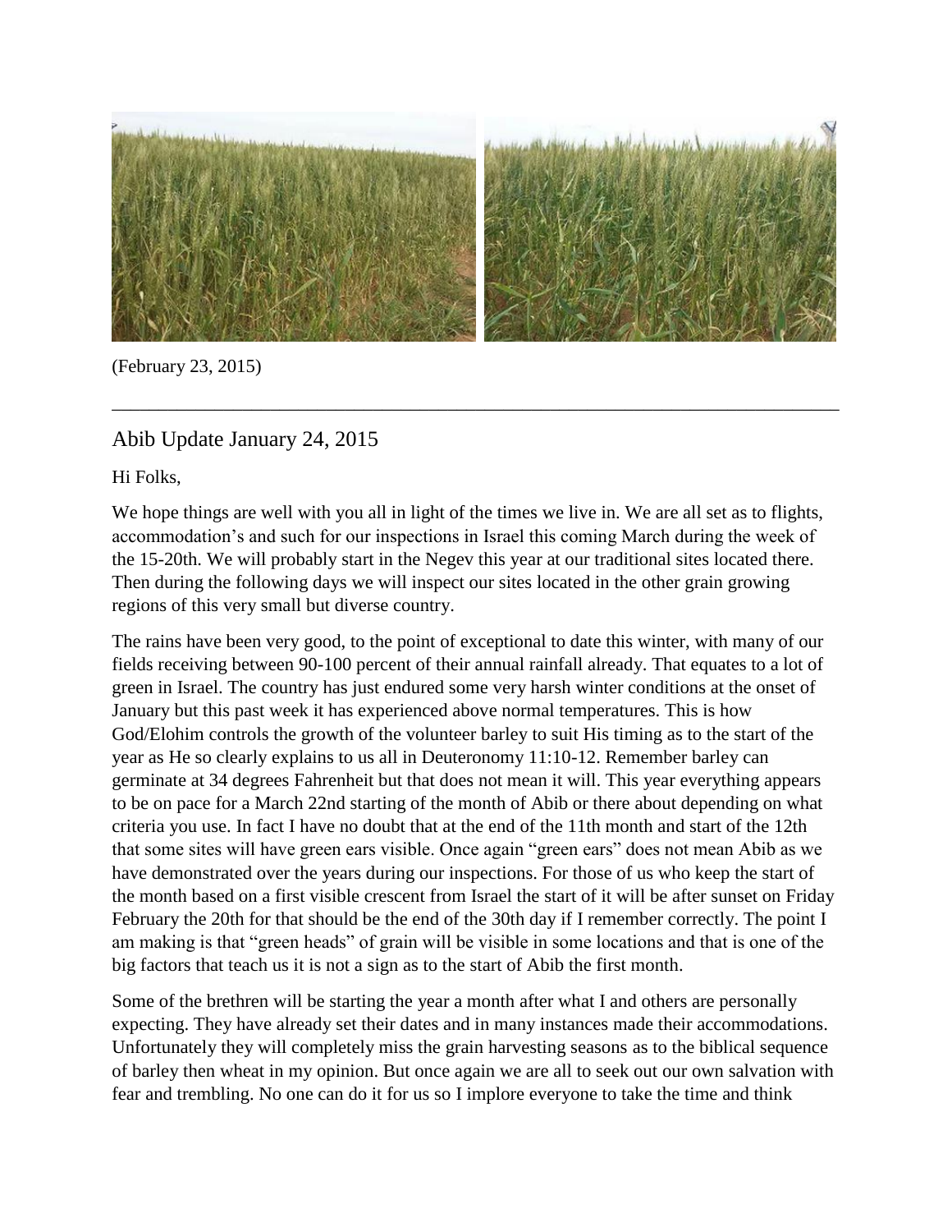(February 23, 2015)

---

## Abib Update January 24, 2015

Hi Folks,

We hope things are well with you all in light of the times we live in. We are all set as to flights, accommodation's and such for our inspections in Israel this coming March during the week of the 15-20th. We will probably start in the Negev this year at our traditional sites located there. Then during the following days we will inspect our sites located in the other grain growing regions of this very small but diverse country.

The rains have been very good, to the point of exceptional to date this winter, with many of our fields receiving between 90-100 percent of their annual rainfall already. That equates to a lot of green in Israel. The country has just endured some very harsh winter conditions at the onset of January but this past week it has experienced above normal temperatures. This is how God/Elohim controls the growth of the volunteer barley to suit His timing as to the start of the year as He so clearly explains to us all in Deuteronomy 11:10-12. Remember barley can germinate at 34 degrees Fahrenheit but that does not mean it will. This year everything appears to be on pace for a March 22nd starting of the month of Abib or there about depending on what criteria you use. In fact I have no doubt that at the end of the 11th month and start of the 12th that some sites will have green ears visible. Once again "green ears" does not mean Abib as we have demonstrated over the years during our inspections. For those of us who keep the start of the month based on a first visible crescent from Israel the start of it will be after sunset on Friday February the 20th for that should be the end of the 30th day if I remember correctly. The point I am making is that "green heads" of grain will be visible in some locations and that is one of the big factors that teach us it is not a sign as to the start of Abib the first month.

Some of the brethren will be starting the year a month after what I and others are personally expecting. They have already set their dates and in many instances made their accommodations. Unfortunately they will completely miss the grain harvesting seasons as to the biblical sequence of barley then wheat in my opinion. But once again we are all to seek out our own salvation with fear and trembling. No one can do it for us so I implore everyone to take the time and think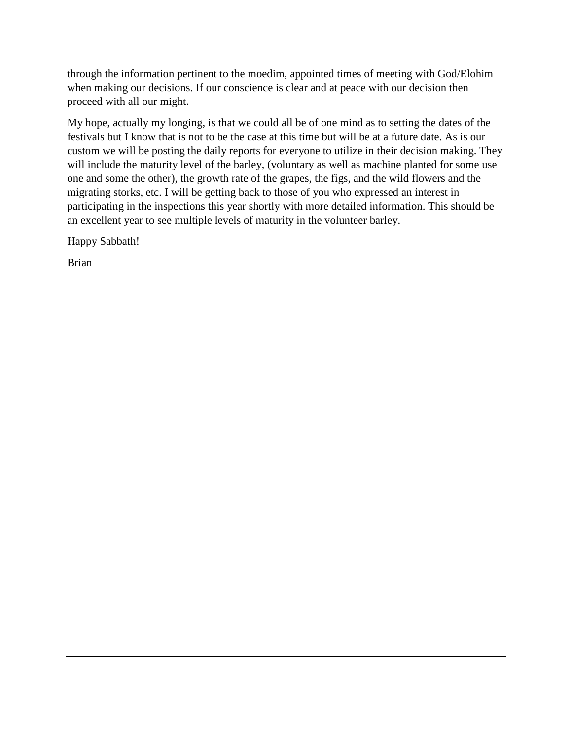through the information pertinent to the moedim, appointed times of meeting with God/Elohim when making our decisions. If our conscience is clear and at peace with our decision then proceed with all our might.

My hope, actually my longing, is that we could all be of one mind as to setting the dates of the festivals but I know that is not to be the case at this time but will be at a future date. As is our custom we will be posting the daily reports for everyone to utilize in their decision making. They will include the maturity level of the barley, (voluntary as well as machine planted for some use one and some the other), the growth rate of the grapes, the figs, and the wild flowers and the migrating storks, etc. I will be getting back to those of you who expressed an interest in participating in the inspections this year shortly with more detailed information. This should be an excellent year to see multiple levels of maturity in the volunteer barley.

Happy Sabbath!

Brian